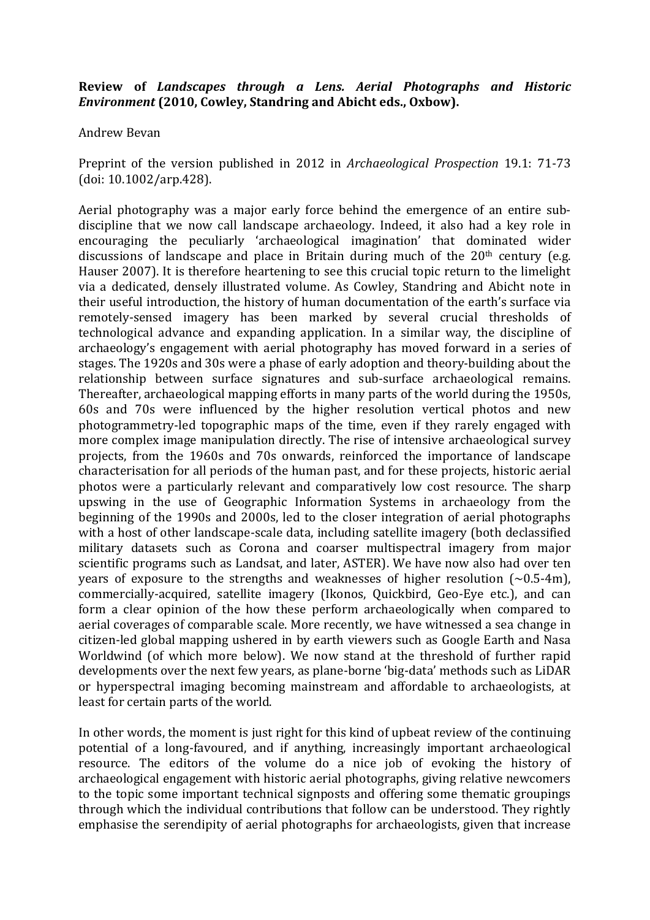**Review of *Landscapes through a Lens. Aerial Photographs and Historic Environment* (2010, Cowley, Standring and Abicht eds., Oxbow).**

Andrew Bevan

Preprint of the version published in 2012 in *Archaeological Prospection* 19.1: 71-73 (doi: 10.1002/arp.428).

Aerial photography was a major early force behind the emergence of an entire sub-discipline that we now call landscape archaeology. Indeed, it also had a key role in encouraging the peculiarly 'archaeological imagination' that dominated wider discussions of landscape and place in Britain during much of the 20th century (e.g. Hauser 2007). It is therefore heartening to see this crucial topic return to the limelight via a dedicated, densely illustrated volume. As Cowley, Standring and Abicht note in their useful introduction, the history of human documentation of the earth's surface via remotely-sensed imagery has been marked by several crucial thresholds of technological advance and expanding application. In a similar way, the discipline of archaeology's engagement with aerial photography has moved forward in a series of stages. The 1920s and 30s were a phase of early adoption and theory-building about the relationship between surface signatures and sub-surface archaeological remains. Thereafter, archaeological mapping efforts in many parts of the world during the 1950s, 60s and 70s were influenced by the higher resolution vertical photos and new photogrammetry-led topographic maps of the time, even if they rarely engaged with more complex image manipulation directly. The rise of intensive archaeological survey projects, from the 1960s and 70s onwards, reinforced the importance of landscape characterisation for all periods of the human past, and for these projects, historic aerial photos were a particularly relevant and comparatively low cost resource. The sharp upswing in the use of Geographic Information Systems in archaeology from the beginning of the 1990s and 2000s, led to the closer integration of aerial photographs with a host of other landscape-scale data, including satellite imagery (both declassified military datasets such as Corona and coarser multispectral imagery from major scientific programs such as Landsat, and later, ASTER). We have now also had over ten years of exposure to the strengths and weaknesses of higher resolution (~0.5-4m), commercially-acquired, satellite imagery (Ikonos, Quickbird, Geo-Eye etc.), and can form a clear opinion of the how these perform archaeologically when compared to aerial coverages of comparable scale. More recently, we have witnessed a sea change in citizen-led global mapping ushered in by earth viewers such as Google Earth and Nasa Worldwind (of which more below). We now stand at the threshold of further rapid developments over the next few years, as plane-borne 'big-data' methods such as LiDAR or hyperspectral imaging becoming mainstream and affordable to archaeologists, at least for certain parts of the world.

In other words, the moment is just right for this kind of upbeat review of the continuing potential of a long-favoured, and if anything, increasingly important archaeological resource. The editors of the volume do a nice job of evoking the history of archaeological engagement with historic aerial photographs, giving relative newcomers to the topic some important technical signposts and offering some thematic groupings through which the individual contributions that follow can be understood. They rightly emphasise the serendipity of aerial photographs for archaeologists, given that increase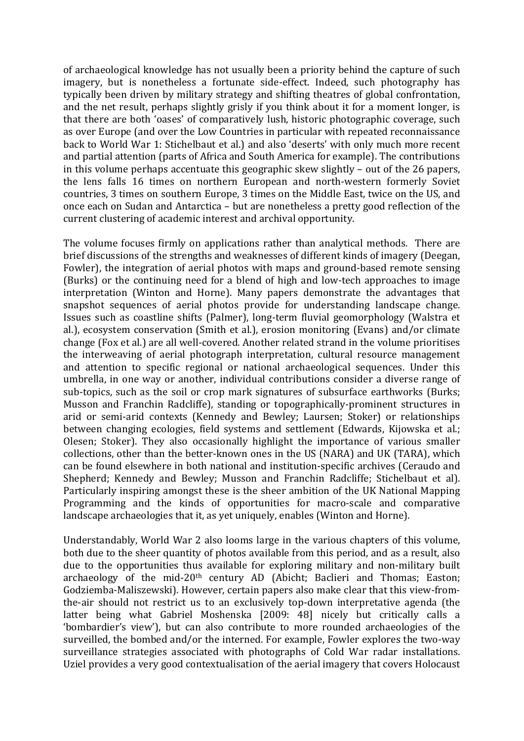of archaeological knowledge has not usually been a priority behind the capture of such imagery, but is nonetheless a fortunate side-effect. Indeed, such photography has typically been driven by military strategy and shifting theatres of global confrontation, and the net result, perhaps slightly grisly if you think about it for a moment longer, is that there are both 'oases' of comparatively lush, historic photographic coverage, such as over Europe (and over the Low Countries in particular with repeated reconnaissance back to World War 1: Stichelbaut et al.) and also 'deserts' with only much more recent and partial attention (parts of Africa and South America for example). The contributions in this volume perhaps accentuate this geographic skew slightly – out of the 26 papers, the lens falls 16 times on northern European and north-western formerly Soviet countries, 3 times on southern Europe, 3 times on the Middle East, twice on the US, and once each on Sudan and Antarctica – but are nonetheless a pretty good reflection of the current clustering of academic interest and archival opportunity.

The volume focuses firmly on applications rather than analytical methods. There are brief discussions of the strengths and weaknesses of different kinds of imagery (Deegan, Fowler), the integration of aerial photos with maps and ground-based remote sensing (Burks) or the continuing need for a blend of high and low-tech approaches to image interpretation (Winton and Horne). Many papers demonstrate the advantages that snapshot sequences of aerial photos provide for understanding landscape change. Issues such as coastline shifts (Palmer), long-term fluvial geomorphology (Walstra et al.), ecosystem conservation (Smith et al.), erosion monitoring (Evans) and/or climate change (Fox et al.) are all well-covered. Another related strand in the volume prioritises the interweaving of aerial photograph interpretation, cultural resource management and attention to specific regional or national archaeological sequences. Under this umbrella, in one way or another, individual contributions consider a diverse range of sub-topics, such as the soil or crop mark signatures of subsurface earthworks (Burks; Musson and Franchin Radcliffe), standing or topographically-prominent structures in arid or semi-arid contexts (Kennedy and Bewley; Laursen; Stoker) or relationships between changing ecologies, field systems and settlement (Edwards, Kijowska et al.; Olesen; Stoker). They also occasionally highlight the importance of various smaller collections, other than the better-known ones in the US (NARA) and UK (TARA), which can be found elsewhere in both national and institution-specific archives (Ceraudo and Shepherd; Kennedy and Bewley; Musson and Franchin Radcliffe; Stichelbaut et al). Particularly inspiring amongst these is the sheer ambition of the UK National Mapping Programming and the kinds of opportunities for macro-scale and comparative landscape archaeologies that it, as yet uniquely, enables (Winton and Horne).

Understandably, World War 2 also looms large in the various chapters of this volume, both due to the sheer quantity of photos available from this period, and as a result, also due to the opportunities thus available for exploring military and non-military built archaeology of the mid-20th century AD (Abicht; Baclieri and Thomas; Easton; Godziemba-Maliszewski). However, certain papers also make clear that this view-from-the-air should not restrict us to an exclusively top-down interpretative agenda (the latter being what Gabriel Moshenska [2009: 48] nicely but critically calls a 'bombardier's view'), but can also contribute to more rounded archaeologies of the surveilled, the bombed and/or the interned. For example, Fowler explores the two-way surveillance strategies associated with photographs of Cold War radar installations. Uziel provides a very good contextualisation of the aerial imagery that covers Holocaust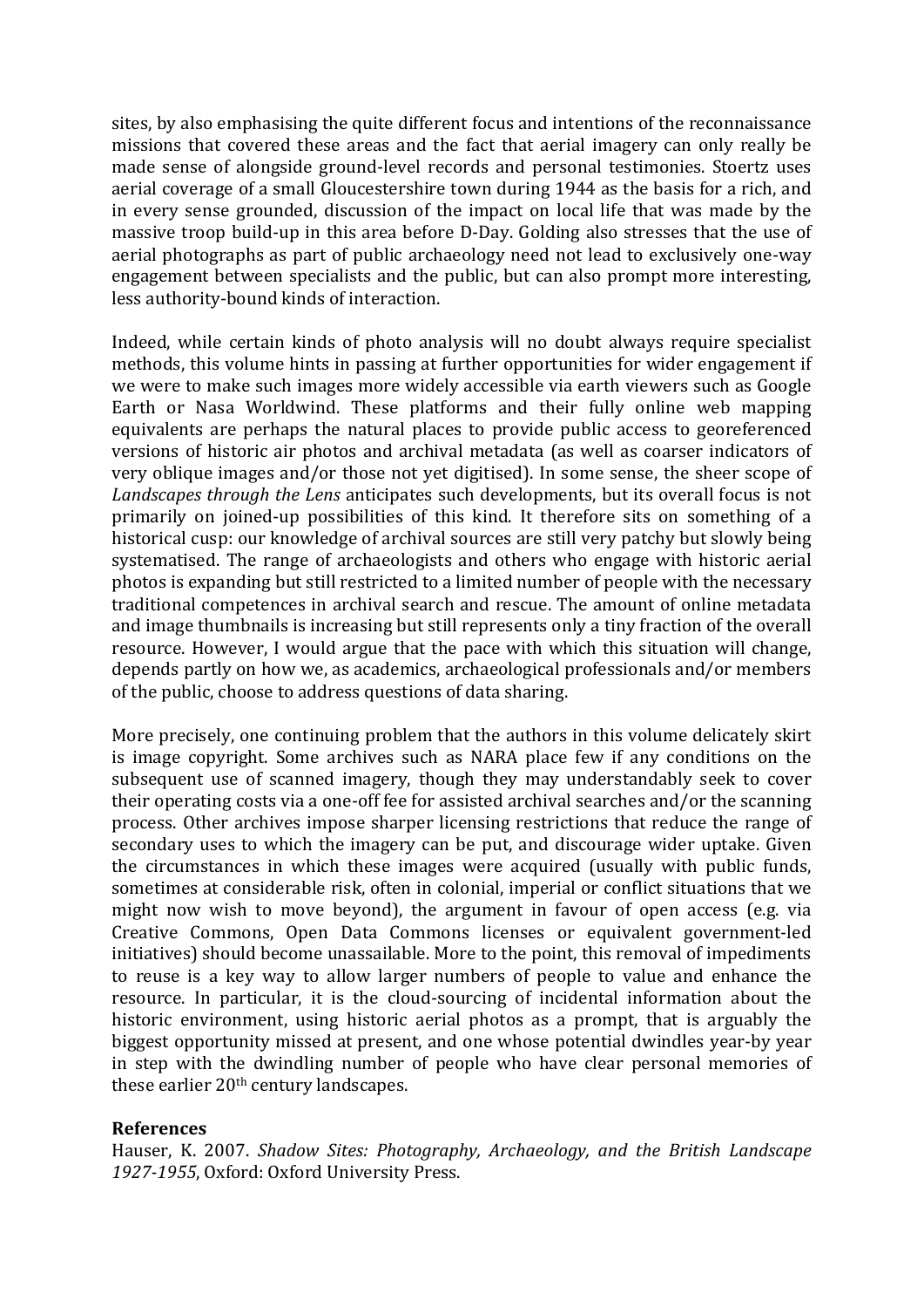sites, by also emphasising the quite different focus and intentions of the reconnaissance missions that covered these areas and the fact that aerial imagery can only really be made sense of alongside ground-level records and personal testimonies. Stoertz uses aerial coverage of a small Gloucestershire town during 1944 as the basis for a rich, and in every sense grounded, discussion of the impact on local life that was made by the massive troop build-up in this area before D-Day. Golding also stresses that the use of aerial photographs as part of public archaeology need not lead to exclusively one-way engagement between specialists and the public, but can also prompt more interesting, less authority-bound kinds of interaction.

Indeed, while certain kinds of photo analysis will no doubt always require specialist methods, this volume hints in passing at further opportunities for wider engagement if we were to make such images more widely accessible via earth viewers such as Google Earth or Nasa Worldwind. These platforms and their fully online web mapping equivalents are perhaps the natural places to provide public access to georeferenced versions of historic air photos and archival metadata (as well as coarser indicators of very oblique images and/or those not yet digitised). In some sense, the sheer scope of *Landscapes through the Lens* anticipates such developments, but its overall focus is not primarily on joined-up possibilities of this kind. It therefore sits on something of a historical cusp: our knowledge of archival sources are still very patchy but slowly being systematised. The range of archaeologists and others who engage with historic aerial photos is expanding but still restricted to a limited number of people with the necessary traditional competences in archival search and rescue. The amount of online metadata and image thumbnails is increasing but still represents only a tiny fraction of the overall resource. However, I would argue that the pace with which this situation will change, depends partly on how we, as academics, archaeological professionals and/or members of the public, choose to address questions of data sharing.

More precisely, one continuing problem that the authors in this volume delicately skirt is image copyright. Some archives such as NARA place few if any conditions on the subsequent use of scanned imagery, though they may understandably seek to cover their operating costs via a one-off fee for assisted archival searches and/or the scanning process. Other archives impose sharper licensing restrictions that reduce the range of secondary uses to which the imagery can be put, and discourage wider uptake. Given the circumstances in which these images were acquired (usually with public funds, sometimes at considerable risk, often in colonial, imperial or conflict situations that we might now wish to move beyond), the argument in favour of open access (e.g. via Creative Commons, Open Data Commons licenses or equivalent government-led initiatives) should become unassailable. More to the point, this removal of impediments to reuse is a key way to allow larger numbers of people to value and enhance the resource. In particular, it is the cloud-sourcing of incidental information about the historic environment, using historic aerial photos as a prompt, that is arguably the biggest opportunity missed at present, and one whose potential dwindles year-by year in step with the dwindling number of people who have clear personal memories of these earlier 20th century landscapes.

**References**

Hauser, K. 2007. *Shadow Sites: Photography, Archaeology, and the British Landscape 1927-1955*, Oxford: Oxford University Press.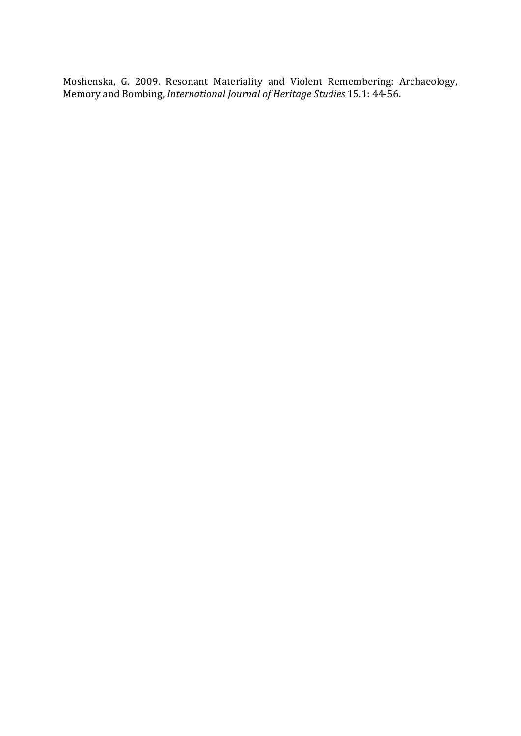Moshenska, G. 2009. Resonant Materiality and Violent Remembering: Archaeology, Memory and Bombing, *International Journal of Heritage Studies* 15.1: 44-56.